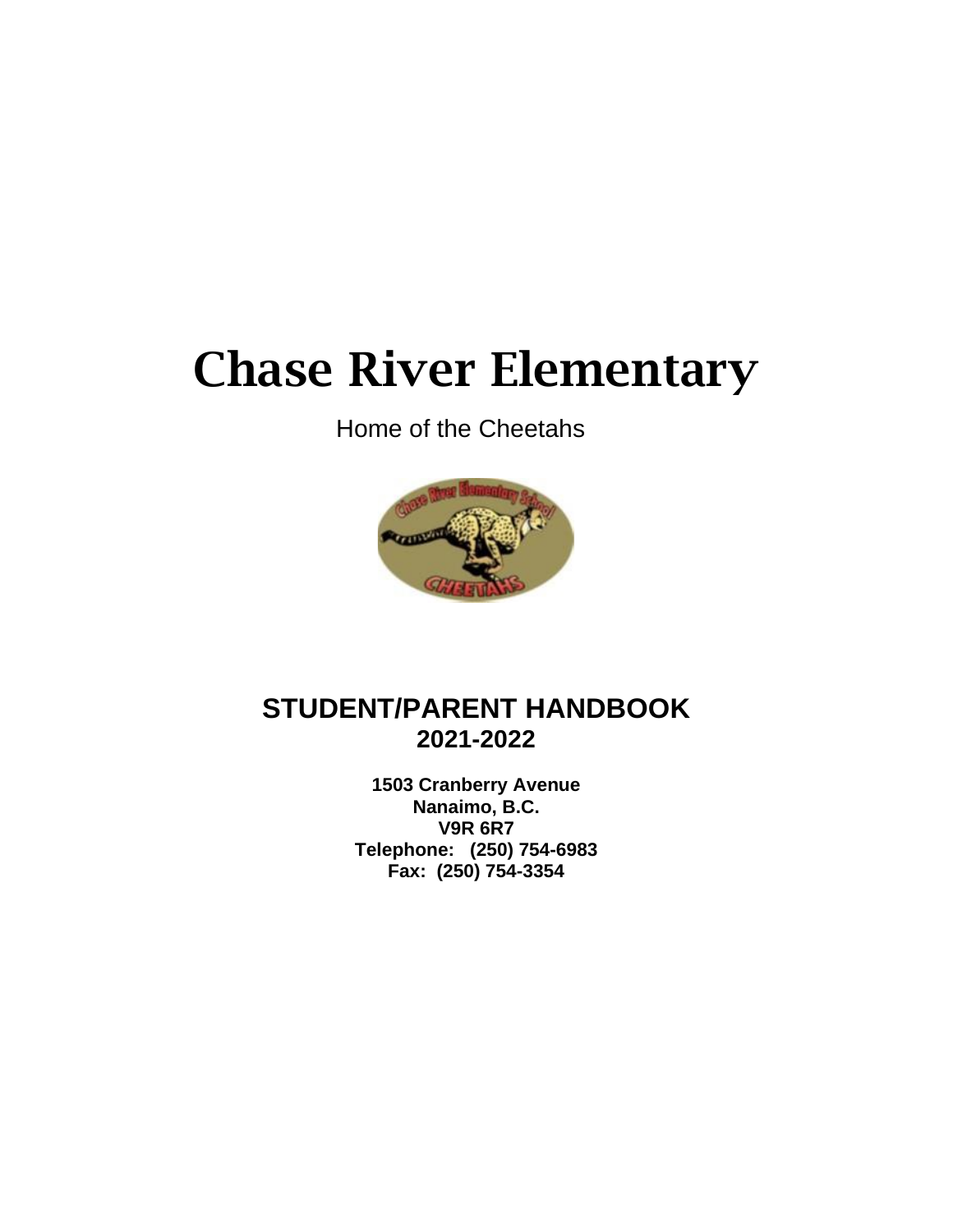# Chase River Elementary

Home of the Cheetahs

## STUDENT/PARENT HANDBOOK
## 2021-2022

**1503 Cranberry Avenue**
**Nanaimo, B.C.**
**V9R 6R7**
**Telephone: (250) 754-6983**
**Fax: (250) 754-3354**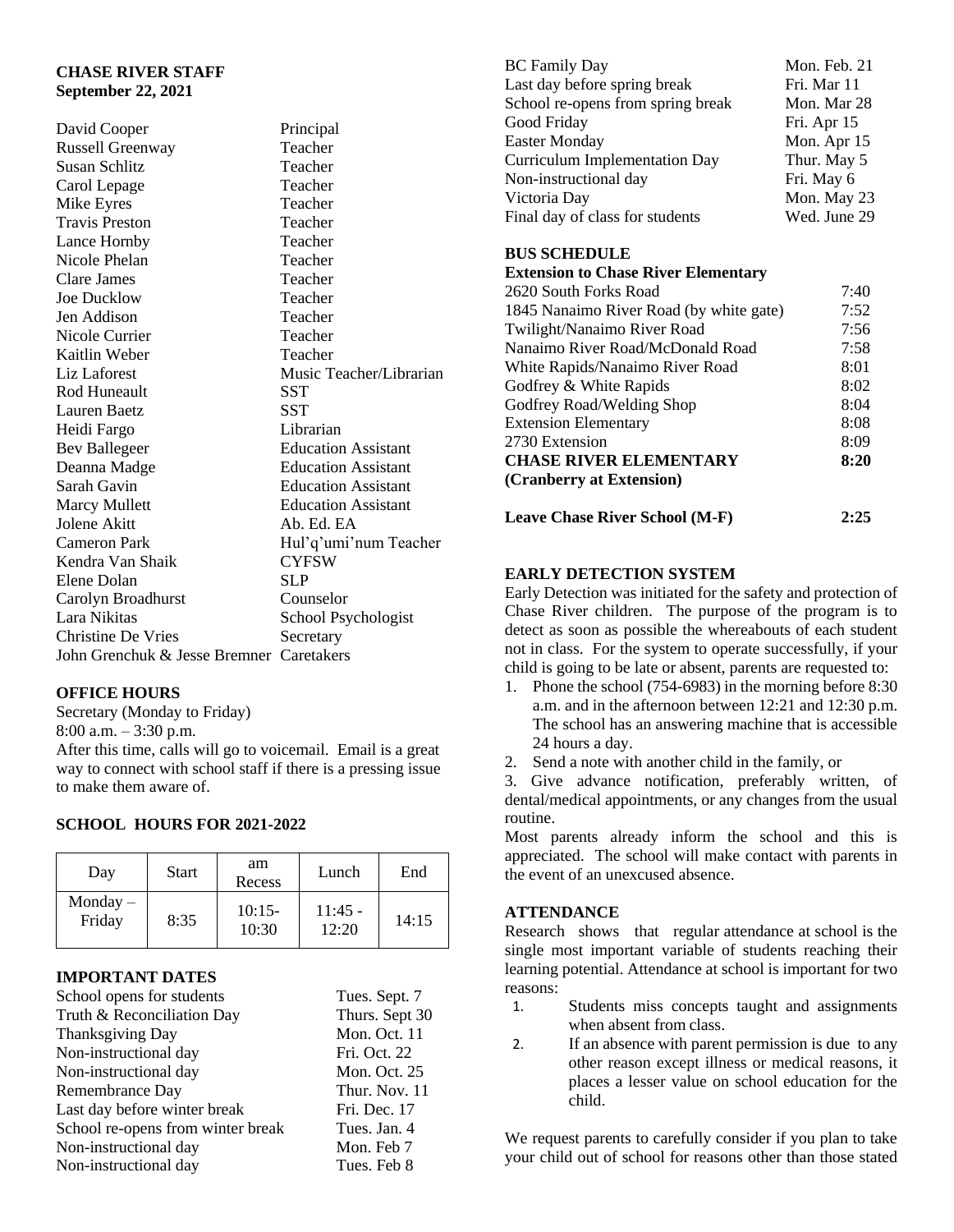**CHASE RIVER STAFF**
**September 22, 2021**

| Name | Position |
|---|---|
| David Cooper | Principal |
| Russell Greenway | Teacher |
| Susan Schlitz | Teacher |
| Carol Lepage | Teacher |
| Mike Eyres | Teacher |
| Travis Preston | Teacher |
| Lance Hornby | Teacher |
| Nicole Phelan | Teacher |
| Clare James | Teacher |
| Joe Ducklow | Teacher |
| Jen Addison | Teacher |
| Nicole Currier | Teacher |
| Kaitlin Weber | Teacher |
| Liz Laforest | Music Teacher/Librarian |
| Rod Huneault | SST |
| Lauren Baetz | SST |
| Heidi Fargo | Librarian |
| Bev Ballegeer | Education Assistant |
| Deanna Madge | Education Assistant |
| Sarah Gavin | Education Assistant |
| Marcy Mullett | Education Assistant |
| Jolene Akitt | Ab. Ed. EA |
| Cameron Park | Hul'q'umi'num Teacher |
| Kendra Van Shaik | CYFSW |
| Elene Dolan | SLP |
| Carolyn Broadhurst | Counselor |
| Lara Nikitas | School Psychologist |
| Christine De Vries | Secretary |
| John Grenchuk & Jesse Bremner | Caretakers |

## OFFICE HOURS

Secretary (Monday to Friday)
8:00 a.m. – 3:30 p.m.
After this time, calls will go to voicemail. Email is a great way to connect with school staff if there is a pressing issue to make them aware of.

## SCHOOL HOURS FOR 2021-2022

| Day | Start | am Recess | Lunch | End |
|---|---|---|---|---|
| Monday – Friday | 8:35 | 10:15-10:30 | 11:45 - 12:20 | 14:15 |

## IMPORTANT DATES

| Event | Date |
|---|---|
| School opens for students | Tues. Sept. 7 |
| Truth & Reconciliation Day | Thurs. Sept 30 |
| Thanksgiving Day | Mon. Oct. 11 |
| Non-instructional day | Fri. Oct. 22 |
| Non-instructional day | Mon. Oct. 25 |
| Remembrance Day | Thur. Nov. 11 |
| Last day before winter break | Fri. Dec. 17 |
| School re-opens from winter break | Tues. Jan. 4 |
| Non-instructional day | Mon. Feb 7 |
| Non-instructional day | Tues. Feb 8 |
| BC Family Day | Mon. Feb. 21 |
| Last day before spring break | Fri. Mar 11 |
| School re-opens from spring break | Mon. Mar 28 |
| Good Friday | Fri. Apr 15 |
| Easter Monday | Mon. Apr 15 |
| Curriculum Implementation Day | Thur. May 5 |
| Non-instructional day | Fri. May 6 |
| Victoria Day | Mon. May 23 |
| Final day of class for students | Wed. June 29 |

## BUS SCHEDULE

**Extension to Chase River Elementary**

| Stop | Time |
|---|---|
| 2620 South Forks Road | 7:40 |
| 1845 Nanaimo River Road (by white gate) | 7:52 |
| Twilight/Nanaimo River Road | 7:56 |
| Nanaimo River Road/McDonald Road | 7:58 |
| White Rapids/Nanaimo River Road | 8:01 |
| Godfrey & White Rapids | 8:02 |
| Godfrey Road/Welding Shop | 8:04 |
| Extension Elementary | 8:08 |
| 2730 Extension | 8:09 |
| **CHASE RIVER ELEMENTARY (Cranberry at Extension)** | **8:20** |
| **Leave Chase River School (M-F)** | **2:25** |

## EARLY DETECTION SYSTEM

Early Detection was initiated for the safety and protection of Chase River children. The purpose of the program is to detect as soon as possible the whereabouts of each student not in class. For the system to operate successfully, if your child is going to be late or absent, parents are requested to:

1. Phone the school (754-6983) in the morning before 8:30 a.m. and in the afternoon between 12:21 and 12:30 p.m. The school has an answering machine that is accessible 24 hours a day.
2. Send a note with another child in the family, or
3. Give advance notification, preferably written, of dental/medical appointments, or any changes from the usual routine.

Most parents already inform the school and this is appreciated. The school will make contact with parents in the event of an unexcused absence.

## ATTENDANCE

Research shows that regular attendance at school is the single most important variable of students reaching their learning potential. Attendance at school is important for two reasons:

1. Students miss concepts taught and assignments when absent from class.
2. If an absence with parent permission is due to any other reason except illness or medical reasons, it places a lesser value on school education for the child.

We request parents to carefully consider if you plan to take your child out of school for reasons other than those stated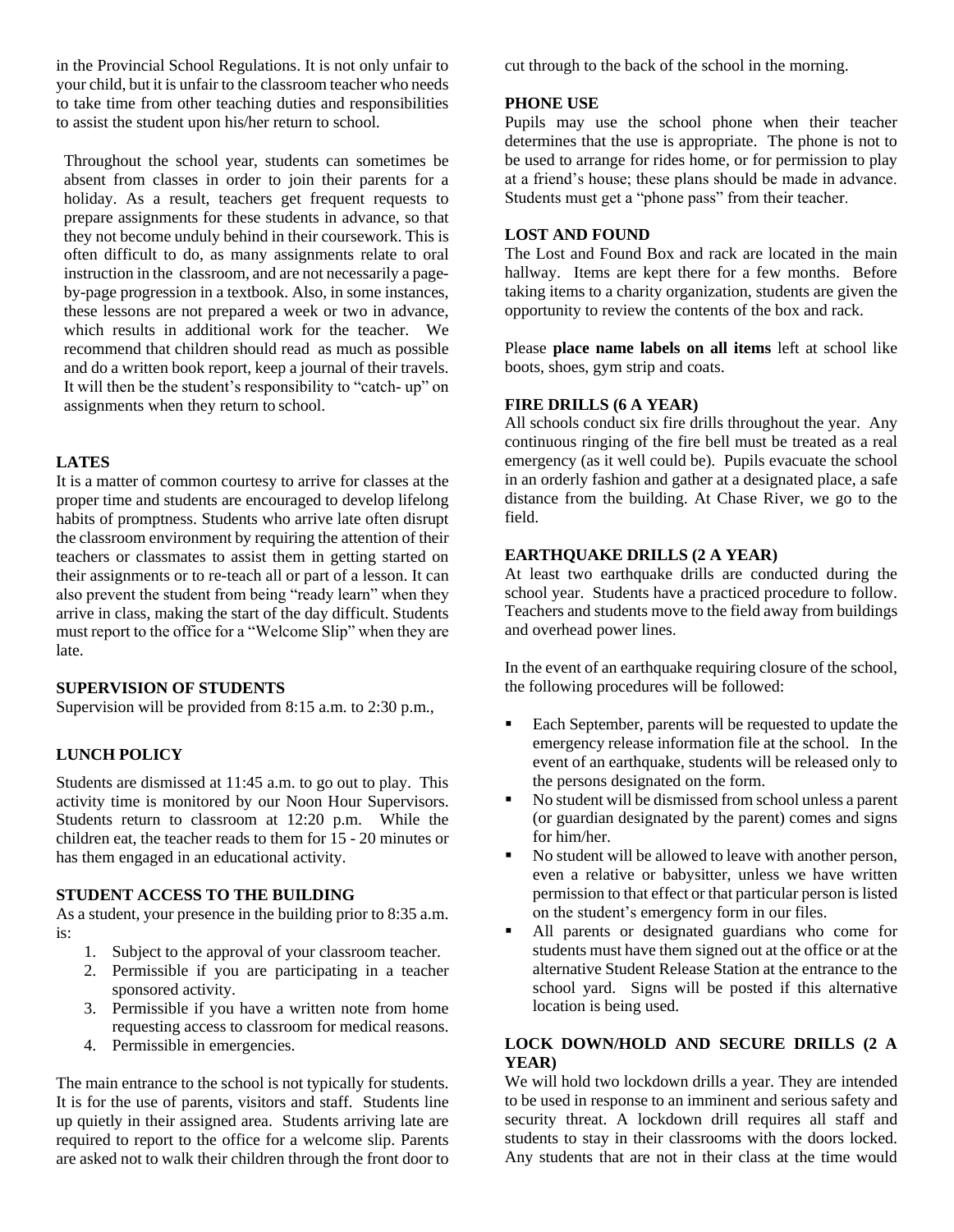in the Provincial School Regulations. It is not only unfair to your child, but it is unfair to the classroom teacher who needs to take time from other teaching duties and responsibilities to assist the student upon his/her return to school.

Throughout the school year, students can sometimes be absent from classes in order to join their parents for a holiday. As a result, teachers get frequent requests to prepare assignments for these students in advance, so that they not become unduly behind in their coursework. This is often difficult to do, as many assignments relate to oral instruction in the classroom, and are not necessarily a page-by-page progression in a textbook. Also, in some instances, these lessons are not prepared a week or two in advance, which results in additional work for the teacher. We recommend that children should read as much as possible and do a written book report, keep a journal of their travels. It will then be the student's responsibility to "catch- up" on assignments when they return to school.

### LATES

It is a matter of common courtesy to arrive for classes at the proper time and students are encouraged to develop lifelong habits of promptness. Students who arrive late often disrupt the classroom environment by requiring the attention of their teachers or classmates to assist them in getting started on their assignments or to re-teach all or part of a lesson. It can also prevent the student from being "ready learn" when they arrive in class, making the start of the day difficult. Students must report to the office for a "Welcome Slip" when they are late.

### SUPERVISION OF STUDENTS

Supervision will be provided from 8:15 a.m. to 2:30 p.m.,

### LUNCH POLICY

Students are dismissed at 11:45 a.m. to go out to play. This activity time is monitored by our Noon Hour Supervisors. Students return to classroom at 12:20 p.m. While the children eat, the teacher reads to them for 15 - 20 minutes or has them engaged in an educational activity.

### STUDENT ACCESS TO THE BUILDING

As a student, your presence in the building prior to 8:35 a.m. is:

1. Subject to the approval of your classroom teacher.
2. Permissible if you are participating in a teacher sponsored activity.
3. Permissible if you have a written note from home requesting access to classroom for medical reasons.
4. Permissible in emergencies.

The main entrance to the school is not typically for students. It is for the use of parents, visitors and staff. Students line up quietly in their assigned area. Students arriving late are required to report to the office for a welcome slip. Parents are asked not to walk their children through the front door to cut through to the back of the school in the morning.

### PHONE USE

Pupils may use the school phone when their teacher determines that the use is appropriate. The phone is not to be used to arrange for rides home, or for permission to play at a friend's house; these plans should be made in advance. Students must get a "phone pass" from their teacher.

### LOST AND FOUND

The Lost and Found Box and rack are located in the main hallway. Items are kept there for a few months. Before taking items to a charity organization, students are given the opportunity to review the contents of the box and rack.

Please **place name labels on all items** left at school like boots, shoes, gym strip and coats.

### FIRE DRILLS (6 A YEAR)

All schools conduct six fire drills throughout the year. Any continuous ringing of the fire bell must be treated as a real emergency (as it well could be). Pupils evacuate the school in an orderly fashion and gather at a designated place, a safe distance from the building. At Chase River, we go to the field.

### EARTHQUAKE DRILLS (2 A YEAR)

At least two earthquake drills are conducted during the school year. Students have a practiced procedure to follow. Teachers and students move to the field away from buildings and overhead power lines.

In the event of an earthquake requiring closure of the school, the following procedures will be followed:

- Each September, parents will be requested to update the emergency release information file at the school. In the event of an earthquake, students will be released only to the persons designated on the form.
- No student will be dismissed from school unless a parent (or guardian designated by the parent) comes and signs for him/her.
- No student will be allowed to leave with another person, even a relative or babysitter, unless we have written permission to that effect or that particular person is listed on the student's emergency form in our files.
- All parents or designated guardians who come for students must have them signed out at the office or at the alternative Student Release Station at the entrance to the school yard. Signs will be posted if this alternative location is being used.

### LOCK DOWN/HOLD AND SECURE DRILLS (2 A YEAR)

We will hold two lockdown drills a year. They are intended to be used in response to an imminent and serious safety and security threat. A lockdown drill requires all staff and students to stay in their classrooms with the doors locked. Any students that are not in their class at the time would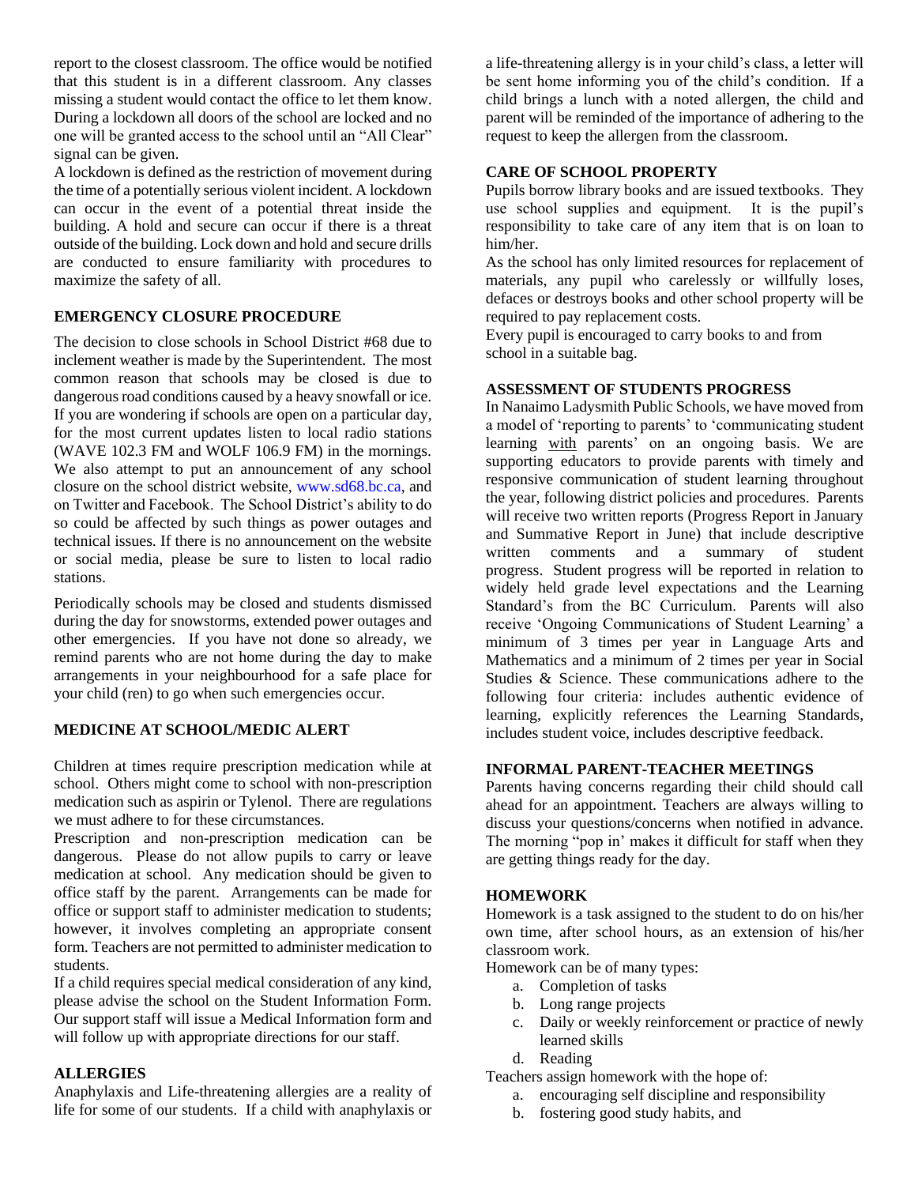report to the closest classroom. The office would be notified that this student is in a different classroom. Any classes missing a student would contact the office to let them know. During a lockdown all doors of the school are locked and no one will be granted access to the school until an "All Clear" signal can be given.

A lockdown is defined as the restriction of movement during the time of a potentially serious violent incident. A lockdown can occur in the event of a potential threat inside the building. A hold and secure can occur if there is a threat outside of the building. Lock down and hold and secure drills are conducted to ensure familiarity with procedures to maximize the safety of all.

## EMERGENCY CLOSURE PROCEDURE

The decision to close schools in School District #68 due to inclement weather is made by the Superintendent. The most common reason that schools may be closed is due to dangerous road conditions caused by a heavy snowfall or ice. If you are wondering if schools are open on a particular day, for the most current updates listen to local radio stations (WAVE 102.3 FM and WOLF 106.9 FM) in the mornings. We also attempt to put an announcement of any school closure on the school district website, www.sd68.bc.ca, and on Twitter and Facebook. The School District's ability to do so could be affected by such things as power outages and technical issues. If there is no announcement on the website or social media, please be sure to listen to local radio stations.

Periodically schools may be closed and students dismissed during the day for snowstorms, extended power outages and other emergencies. If you have not done so already, we remind parents who are not home during the day to make arrangements in your neighbourhood for a safe place for your child (ren) to go when such emergencies occur.

## MEDICINE AT SCHOOL/MEDIC ALERT

Children at times require prescription medication while at school. Others might come to school with non-prescription medication such as aspirin or Tylenol. There are regulations we must adhere to for these circumstances.

Prescription and non-prescription medication can be dangerous. Please do not allow pupils to carry or leave medication at school. Any medication should be given to office staff by the parent. Arrangements can be made for office or support staff to administer medication to students; however, it involves completing an appropriate consent form. Teachers are not permitted to administer medication to students.

If a child requires special medical consideration of any kind, please advise the school on the Student Information Form. Our support staff will issue a Medical Information form and will follow up with appropriate directions for our staff.

## ALLERGIES

Anaphylaxis and Life-threatening allergies are a reality of life for some of our students. If a child with anaphylaxis or a life-threatening allergy is in your child's class, a letter will be sent home informing you of the child's condition. If a child brings a lunch with a noted allergen, the child and parent will be reminded of the importance of adhering to the request to keep the allergen from the classroom.

## CARE OF SCHOOL PROPERTY

Pupils borrow library books and are issued textbooks. They use school supplies and equipment. It is the pupil's responsibility to take care of any item that is on loan to him/her.

As the school has only limited resources for replacement of materials, any pupil who carelessly or willfully loses, defaces or destroys books and other school property will be required to pay replacement costs.

Every pupil is encouraged to carry books to and from school in a suitable bag.

## ASSESSMENT OF STUDENTS PROGRESS

In Nanaimo Ladysmith Public Schools, we have moved from a model of 'reporting to parents' to 'communicating student learning <u>with</u> parents' on an ongoing basis. We are supporting educators to provide parents with timely and responsive communication of student learning throughout the year, following district policies and procedures. Parents will receive two written reports (Progress Report in January and Summative Report in June) that include descriptive written comments and a summary of student progress. Student progress will be reported in relation to widely held grade level expectations and the Learning Standard's from the BC Curriculum. Parents will also receive 'Ongoing Communications of Student Learning' a minimum of 3 times per year in Language Arts and Mathematics and a minimum of 2 times per year in Social Studies & Science. These communications adhere to the following four criteria: includes authentic evidence of learning, explicitly references the Learning Standards, includes student voice, includes descriptive feedback.

## INFORMAL PARENT-TEACHER MEETINGS

Parents having concerns regarding their child should call ahead for an appointment. Teachers are always willing to discuss your questions/concerns when notified in advance. The morning "pop in' makes it difficult for staff when they are getting things ready for the day.

## HOMEWORK

Homework is a task assigned to the student to do on his/her own time, after school hours, as an extension of his/her classroom work.

Homework can be of many types:

a. Completion of tasks
b. Long range projects
c. Daily or weekly reinforcement or practice of newly learned skills
d. Reading

Teachers assign homework with the hope of:

a. encouraging self discipline and responsibility
b. fostering good study habits, and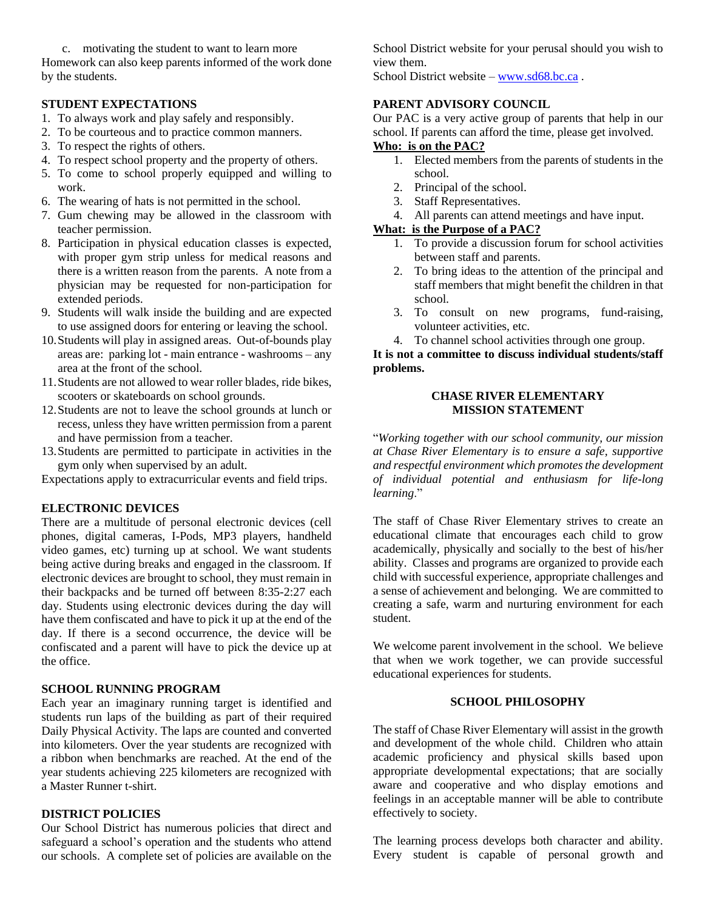c. motivating the student to want to learn more

Homework can also keep parents informed of the work done by the students.

### STUDENT EXPECTATIONS

1. To always work and play safely and responsibly.
2. To be courteous and to practice common manners.
3. To respect the rights of others.
4. To respect school property and the property of others.
5. To come to school properly equipped and willing to work.
6. The wearing of hats is not permitted in the school.
7. Gum chewing may be allowed in the classroom with teacher permission.
8. Participation in physical education classes is expected, with proper gym strip unless for medical reasons and there is a written reason from the parents. A note from a physician may be requested for non-participation for extended periods.
9. Students will walk inside the building and are expected to use assigned doors for entering or leaving the school.
10. Students will play in assigned areas. Out-of-bounds play areas are: parking lot - main entrance - washrooms – any area at the front of the school.
11. Students are not allowed to wear roller blades, ride bikes, scooters or skateboards on school grounds.
12. Students are not to leave the school grounds at lunch or recess, unless they have written permission from a parent and have permission from a teacher.
13. Students are permitted to participate in activities in the gym only when supervised by an adult.

Expectations apply to extracurricular events and field trips.

### ELECTRONIC DEVICES

There are a multitude of personal electronic devices (cell phones, digital cameras, I-Pods, MP3 players, handheld video games, etc) turning up at school. We want students being active during breaks and engaged in the classroom. If electronic devices are brought to school, they must remain in their backpacks and be turned off between 8:35-2:27 each day. Students using electronic devices during the day will have them confiscated and have to pick it up at the end of the day. If there is a second occurrence, the device will be confiscated and a parent will have to pick the device up at the office.

### SCHOOL RUNNING PROGRAM

Each year an imaginary running target is identified and students run laps of the building as part of their required Daily Physical Activity. The laps are counted and converted into kilometers. Over the year students are recognized with a ribbon when benchmarks are reached. At the end of the year students achieving 225 kilometers are recognized with a Master Runner t-shirt.

### DISTRICT POLICIES

Our School District has numerous policies that direct and safeguard a school's operation and the students who attend our schools. A complete set of policies are available on the School District website for your perusal should you wish to view them.

School District website – www.sd68.bc.ca .

### PARENT ADVISORY COUNCIL

Our PAC is a very active group of parents that help in our school. If parents can afford the time, please get involved.

**Who: is on the PAC?**

1. Elected members from the parents of students in the school.
2. Principal of the school.
3. Staff Representatives.
4. All parents can attend meetings and have input.

**What: is the Purpose of a PAC?**

1. To provide a discussion forum for school activities between staff and parents.
2. To bring ideas to the attention of the principal and staff members that might benefit the children in that school.
3. To consult on new programs, fund-raising, volunteer activities, etc.
4. To channel school activities through one group.

**It is not a committee to discuss individual students/staff problems.**

### CHASE RIVER ELEMENTARY MISSION STATEMENT

"*Working together with our school community, our mission at Chase River Elementary is to ensure a safe, supportive and respectful environment which promotes the development of individual potential and enthusiasm for life-long learning*."

The staff of Chase River Elementary strives to create an educational climate that encourages each child to grow academically, physically and socially to the best of his/her ability. Classes and programs are organized to provide each child with successful experience, appropriate challenges and a sense of achievement and belonging. We are committed to creating a safe, warm and nurturing environment for each student.

We welcome parent involvement in the school. We believe that when we work together, we can provide successful educational experiences for students.

### SCHOOL PHILOSOPHY

The staff of Chase River Elementary will assist in the growth and development of the whole child. Children who attain academic proficiency and physical skills based upon appropriate developmental expectations; that are socially aware and cooperative and who display emotions and feelings in an acceptable manner will be able to contribute effectively to society.

The learning process develops both character and ability. Every student is capable of personal growth and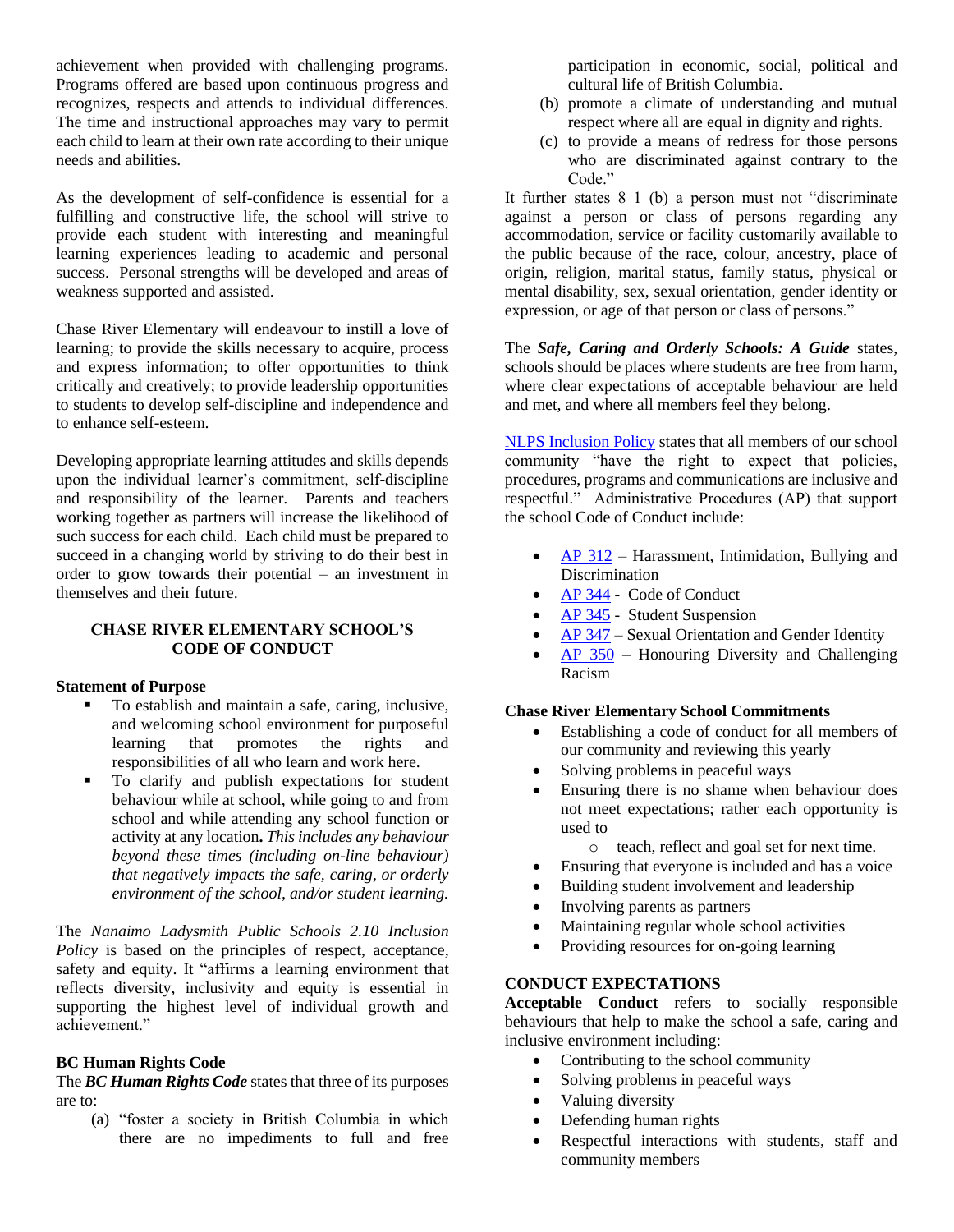achievement when provided with challenging programs. Programs offered are based upon continuous progress and recognizes, respects and attends to individual differences. The time and instructional approaches may vary to permit each child to learn at their own rate according to their unique needs and abilities.

As the development of self-confidence is essential for a fulfilling and constructive life, the school will strive to provide each student with interesting and meaningful learning experiences leading to academic and personal success. Personal strengths will be developed and areas of weakness supported and assisted.

Chase River Elementary will endeavour to instill a love of learning; to provide the skills necessary to acquire, process and express information; to offer opportunities to think critically and creatively; to provide leadership opportunities to students to develop self-discipline and independence and to enhance self-esteem.

Developing appropriate learning attitudes and skills depends upon the individual learner's commitment, self-discipline and responsibility of the learner. Parents and teachers working together as partners will increase the likelihood of such success for each child. Each child must be prepared to succeed in a changing world by striving to do their best in order to grow towards their potential – an investment in themselves and their future.

## CHASE RIVER ELEMENTARY SCHOOL'S CODE OF CONDUCT

**Statement of Purpose**

- To establish and maintain a safe, caring, inclusive, and welcoming school environment for purposeful learning that promotes the rights and responsibilities of all who learn and work here.
- To clarify and publish expectations for student behaviour while at school, while going to and from school and while attending any school function or activity at any location**.** *This includes any behaviour beyond these times (including on-line behaviour) that negatively impacts the safe, caring, or orderly environment of the school, and/or student learning.*

The *Nanaimo Ladysmith Public Schools 2.10 Inclusion Policy* is based on the principles of respect, acceptance, safety and equity. It "affirms a learning environment that reflects diversity, inclusivity and equity is essential in supporting the highest level of individual growth and achievement."

**BC Human Rights Code**

The ***BC Human Rights Code*** states that three of its purposes are to:

(a) "foster a society in British Columbia in which there are no impediments to full and free participation in economic, social, political and cultural life of British Columbia.

(b) promote a climate of understanding and mutual respect where all are equal in dignity and rights.

(c) to provide a means of redress for those persons who are discriminated against contrary to the Code."

It further states 8 1 (b) a person must not "discriminate against a person or class of persons regarding any accommodation, service or facility customarily available to the public because of the race, colour, ancestry, place of origin, religion, marital status, family status, physical or mental disability, sex, sexual orientation, gender identity or expression, or age of that person or class of persons."

The ***Safe, Caring and Orderly Schools: A Guide*** states, schools should be places where students are free from harm, where clear expectations of acceptable behaviour are held and met, and where all members feel they belong.

NLPS Inclusion Policy states that all members of our school community "have the right to expect that policies, procedures, programs and communications are inclusive and respectful." Administrative Procedures (AP) that support the school Code of Conduct include:

- AP 312 – Harassment, Intimidation, Bullying and Discrimination
- AP 344 - Code of Conduct
- AP 345 - Student Suspension
- AP 347 – Sexual Orientation and Gender Identity
- AP 350 – Honouring Diversity and Challenging Racism

**Chase River Elementary School Commitments**

- Establishing a code of conduct for all members of our community and reviewing this yearly
- Solving problems in peaceful ways
- Ensuring there is no shame when behaviour does not meet expectations; rather each opportunity is used to
  - teach, reflect and goal set for next time.
- Ensuring that everyone is included and has a voice
- Building student involvement and leadership
- Involving parents as partners
- Maintaining regular whole school activities
- Providing resources for on-going learning

**CONDUCT EXPECTATIONS**

**Acceptable Conduct** refers to socially responsible behaviours that help to make the school a safe, caring and inclusive environment including:

- Contributing to the school community
- Solving problems in peaceful ways
- Valuing diversity
- Defending human rights
- Respectful interactions with students, staff and community members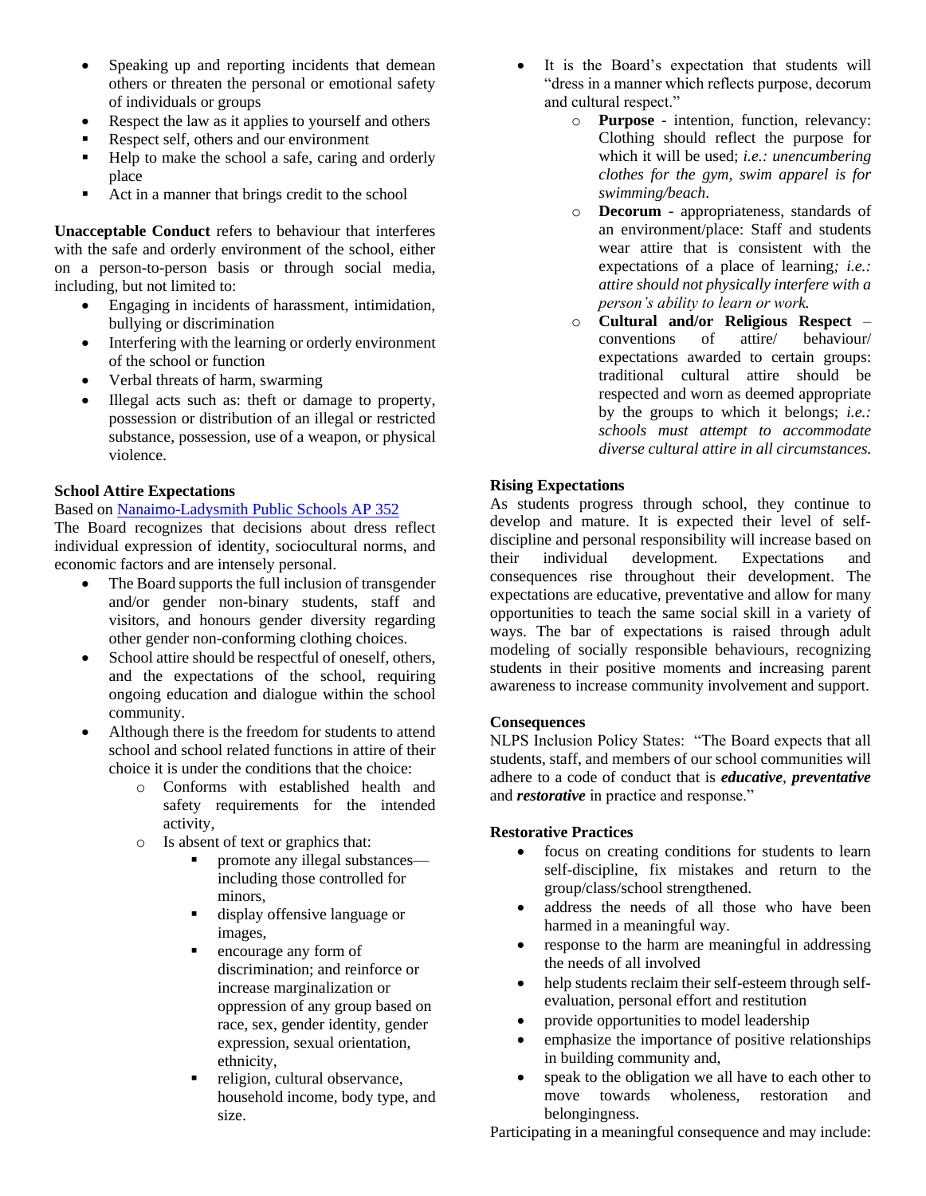- Speaking up and reporting incidents that demean others or threaten the personal or emotional safety of individuals or groups
- Respect the law as it applies to yourself and others
- Respect self, others and our environment
- Help to make the school a safe, caring and orderly place
- Act in a manner that brings credit to the school

**Unacceptable Conduct** refers to behaviour that interferes with the safe and orderly environment of the school, either on a person-to-person basis or through social media, including, but not limited to:

- Engaging in incidents of harassment, intimidation, bullying or discrimination
- Interfering with the learning or orderly environment of the school or function
- Verbal threats of harm, swarming
- Illegal acts such as: theft or damage to property, possession or distribution of an illegal or restricted substance, possession, use of a weapon, or physical violence.

**School Attire Expectations**

Based on [Nanaimo-Ladysmith Public Schools AP 352]()

The Board recognizes that decisions about dress reflect individual expression of identity, sociocultural norms, and economic factors and are intensely personal.

- The Board supports the full inclusion of transgender and/or gender non-binary students, staff and visitors, and honours gender diversity regarding other gender non-conforming clothing choices.
- School attire should be respectful of oneself, others, and the expectations of the school, requiring ongoing education and dialogue within the school community.
- Although there is the freedom for students to attend school and school related functions in attire of their choice it is under the conditions that the choice:
    - Conforms with established health and safety requirements for the intended activity,
    - Is absent of text or graphics that:
        - promote any illegal substances—including those controlled for minors,
        - display offensive language or images,
        - encourage any form of discrimination; and reinforce or increase marginalization or oppression of any group based on race, sex, gender identity, gender expression, sexual orientation, ethnicity,
        - religion, cultural observance, household income, body type, and size.
- It is the Board's expectation that students will "dress in a manner which reflects purpose, decorum and cultural respect."
    - **Purpose** - intention, function, relevancy: Clothing should reflect the purpose for which it will be used; *i.e.: unencumbering clothes for the gym, swim apparel is for swimming/beach*.
    - **Decorum** - appropriateness, standards of an environment/place: Staff and students wear attire that is consistent with the expectations of a place of learning*; i.e.: attire should not physically interfere with a person's ability to learn or work.*
    - **Cultural and/or Religious Respect** – conventions of attire/ behaviour/ expectations awarded to certain groups: traditional cultural attire should be respected and worn as deemed appropriate by the groups to which it belongs; *i.e.: schools must attempt to accommodate diverse cultural attire in all circumstances.*

**Rising Expectations**

As students progress through school, they continue to develop and mature. It is expected their level of self-discipline and personal responsibility will increase based on their individual development. Expectations and consequences rise throughout their development. The expectations are educative, preventative and allow for many opportunities to teach the same social skill in a variety of ways. The bar of expectations is raised through adult modeling of socially responsible behaviours, recognizing students in their positive moments and increasing parent awareness to increase community involvement and support.

**Consequences**

NLPS Inclusion Policy States: "The Board expects that all students, staff, and members of our school communities will adhere to a code of conduct that is ***educative***, ***preventative*** and ***restorative*** in practice and response."

**Restorative Practices**

- focus on creating conditions for students to learn self-discipline, fix mistakes and return to the group/class/school strengthened.
- address the needs of all those who have been harmed in a meaningful way.
- response to the harm are meaningful in addressing the needs of all involved
- help students reclaim their self-esteem through self-evaluation, personal effort and restitution
- provide opportunities to model leadership
- emphasize the importance of positive relationships in building community and,
- speak to the obligation we all have to each other to move towards wholeness, restoration and belongingness.

Participating in a meaningful consequence and may include: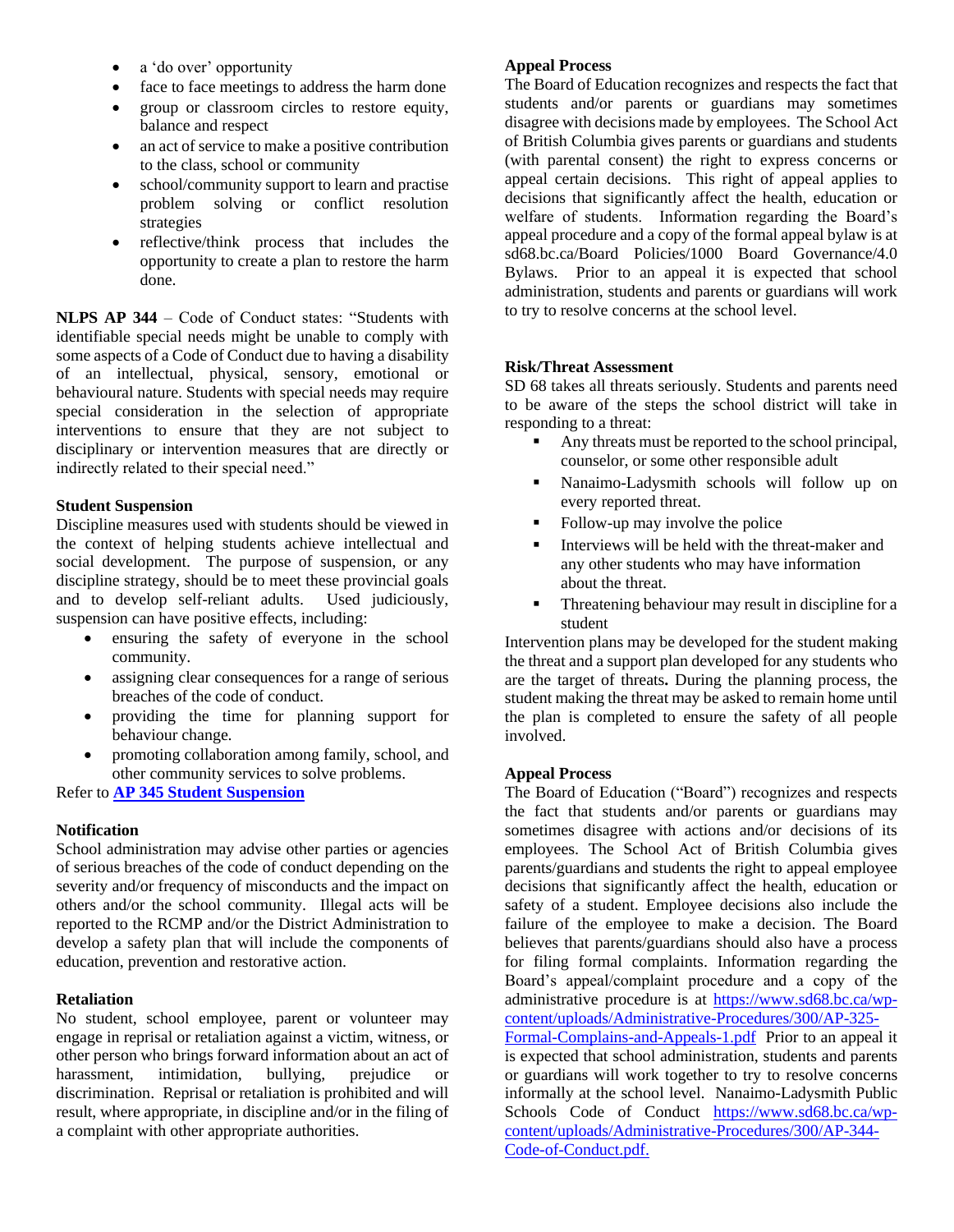- a 'do over' opportunity
- face to face meetings to address the harm done
- group or classroom circles to restore equity, balance and respect
- an act of service to make a positive contribution to the class, school or community
- school/community support to learn and practise problem solving or conflict resolution strategies
- reflective/think process that includes the opportunity to create a plan to restore the harm done.

**NLPS AP 344** – Code of Conduct states: "Students with identifiable special needs might be unable to comply with some aspects of a Code of Conduct due to having a disability of an intellectual, physical, sensory, emotional or behavioural nature. Students with special needs may require special consideration in the selection of appropriate interventions to ensure that they are not subject to disciplinary or intervention measures that are directly or indirectly related to their special need."

**Student Suspension**

Discipline measures used with students should be viewed in the context of helping students achieve intellectual and social development. The purpose of suspension, or any discipline strategy, should be to meet these provincial goals and to develop self-reliant adults. Used judiciously, suspension can have positive effects, including:

- ensuring the safety of everyone in the school community.
- assigning clear consequences for a range of serious breaches of the code of conduct.
- providing the time for planning support for behaviour change.
- promoting collaboration among family, school, and other community services to solve problems.

Refer to **AP 345 Student Suspension**

**Notification**

School administration may advise other parties or agencies of serious breaches of the code of conduct depending on the severity and/or frequency of misconducts and the impact on others and/or the school community. Illegal acts will be reported to the RCMP and/or the District Administration to develop a safety plan that will include the components of education, prevention and restorative action.

**Retaliation**

No student, school employee, parent or volunteer may engage in reprisal or retaliation against a victim, witness, or other person who brings forward information about an act of harassment, intimidation, bullying, prejudice or discrimination. Reprisal or retaliation is prohibited and will result, where appropriate, in discipline and/or in the filing of a complaint with other appropriate authorities.

**Appeal Process**

The Board of Education recognizes and respects the fact that students and/or parents or guardians may sometimes disagree with decisions made by employees. The School Act of British Columbia gives parents or guardians and students (with parental consent) the right to express concerns or appeal certain decisions. This right of appeal applies to decisions that significantly affect the health, education or welfare of students. Information regarding the Board's appeal procedure and a copy of the formal appeal bylaw is at sd68.bc.ca/Board Policies/1000 Board Governance/4.0 Bylaws. Prior to an appeal it is expected that school administration, students and parents or guardians will work to try to resolve concerns at the school level.

**Risk/Threat Assessment**

SD 68 takes all threats seriously. Students and parents need to be aware of the steps the school district will take in responding to a threat:

- Any threats must be reported to the school principal, counselor, or some other responsible adult
- Nanaimo-Ladysmith schools will follow up on every reported threat.
- Follow-up may involve the police
- Interviews will be held with the threat-maker and any other students who may have information about the threat.
- Threatening behaviour may result in discipline for a student

Intervention plans may be developed for the student making the threat and a support plan developed for any students who are the target of threats**.** During the planning process, the student making the threat may be asked to remain home until the plan is completed to ensure the safety of all people involved.

**Appeal Process**

The Board of Education ("Board") recognizes and respects the fact that students and/or parents or guardians may sometimes disagree with actions and/or decisions of its employees. The School Act of British Columbia gives parents/guardians and students the right to appeal employee decisions that significantly affect the health, education or safety of a student. Employee decisions also include the failure of the employee to make a decision. The Board believes that parents/guardians should also have a process for filing formal complaints. Information regarding the Board's appeal/complaint procedure and a copy of the administrative procedure is at https://www.sd68.bc.ca/wp-content/uploads/Administrative-Procedures/300/AP-325-Formal-Complains-and-Appeals-1.pdf Prior to an appeal it is expected that school administration, students and parents or guardians will work together to try to resolve concerns informally at the school level. Nanaimo-Ladysmith Public Schools Code of Conduct https://www.sd68.bc.ca/wp-content/uploads/Administrative-Procedures/300/AP-344-Code-of-Conduct.pdf.